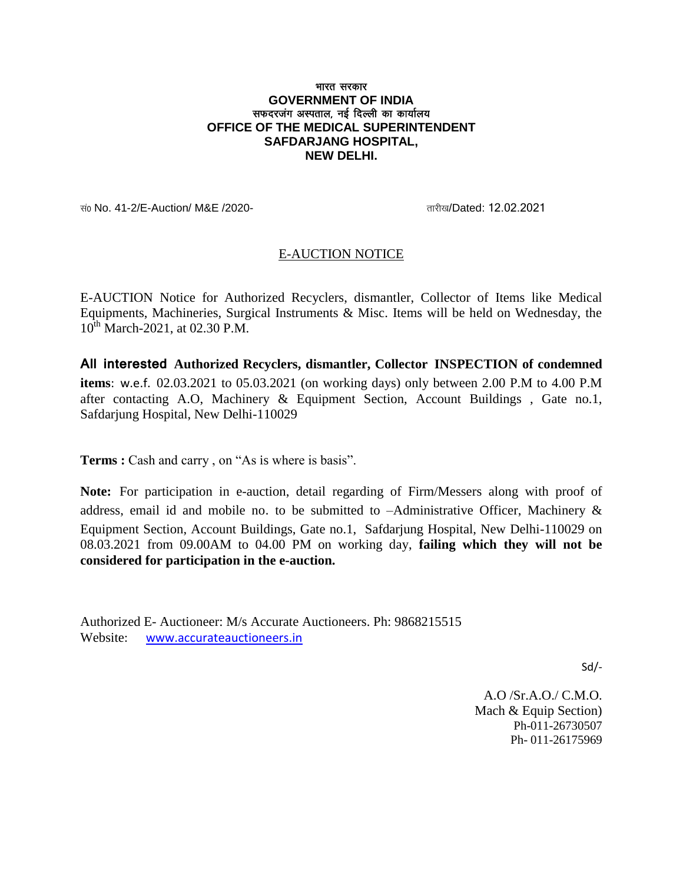**भारत सरकार**
**GOVERNMENT OF INDIA**
**सफदरजंग अस्पताल, नई दिल्ली का कार्यालय**
**OFFICE OF THE MEDICAL SUPERINTENDENT**
**SAFDARJANG HOSPITAL,**
**NEW DELHI.**

सं० No. 41-2/E-Auction/ M&E /2020- तारीख/Dated: 12.02.2021

## E-AUCTION NOTICE

E-AUCTION Notice for Authorized Recyclers, dismantler, Collector of Items like Medical Equipments, Machineries, Surgical Instruments & Misc. Items will be held on Wednesday, the 10th March-2021, at 02.30 P.M.

**All interested Authorized Recyclers, dismantler, Collector INSPECTION of condemned items**: w.e.f. 02.03.2021 to 05.03.2021 (on working days) only between 2.00 P.M to 4.00 P.M after contacting A.O, Machinery & Equipment Section, Account Buildings , Gate no.1, Safdarjung Hospital, New Delhi-110029

**Terms :** Cash and carry , on "As is where is basis".

**Note:** For participation in e-auction, detail regarding of Firm/Messers along with proof of address, email id and mobile no. to be submitted to –Administrative Officer, Machinery & Equipment Section, Account Buildings, Gate no.1, Safdarjung Hospital, New Delhi-110029 on 08.03.2021 from 09.00AM to 04.00 PM on working day, **failing which they will not be considered for participation in the e-auction.**

Authorized E- Auctioneer: M/s Accurate Auctioneers. Ph: 9868215515
Website: www.accurateauctioneers.in

Sd/-

A.O /Sr.A.O./ C.M.O.
Mach & Equip Section)
Ph-011-26730507
Ph- 011-26175969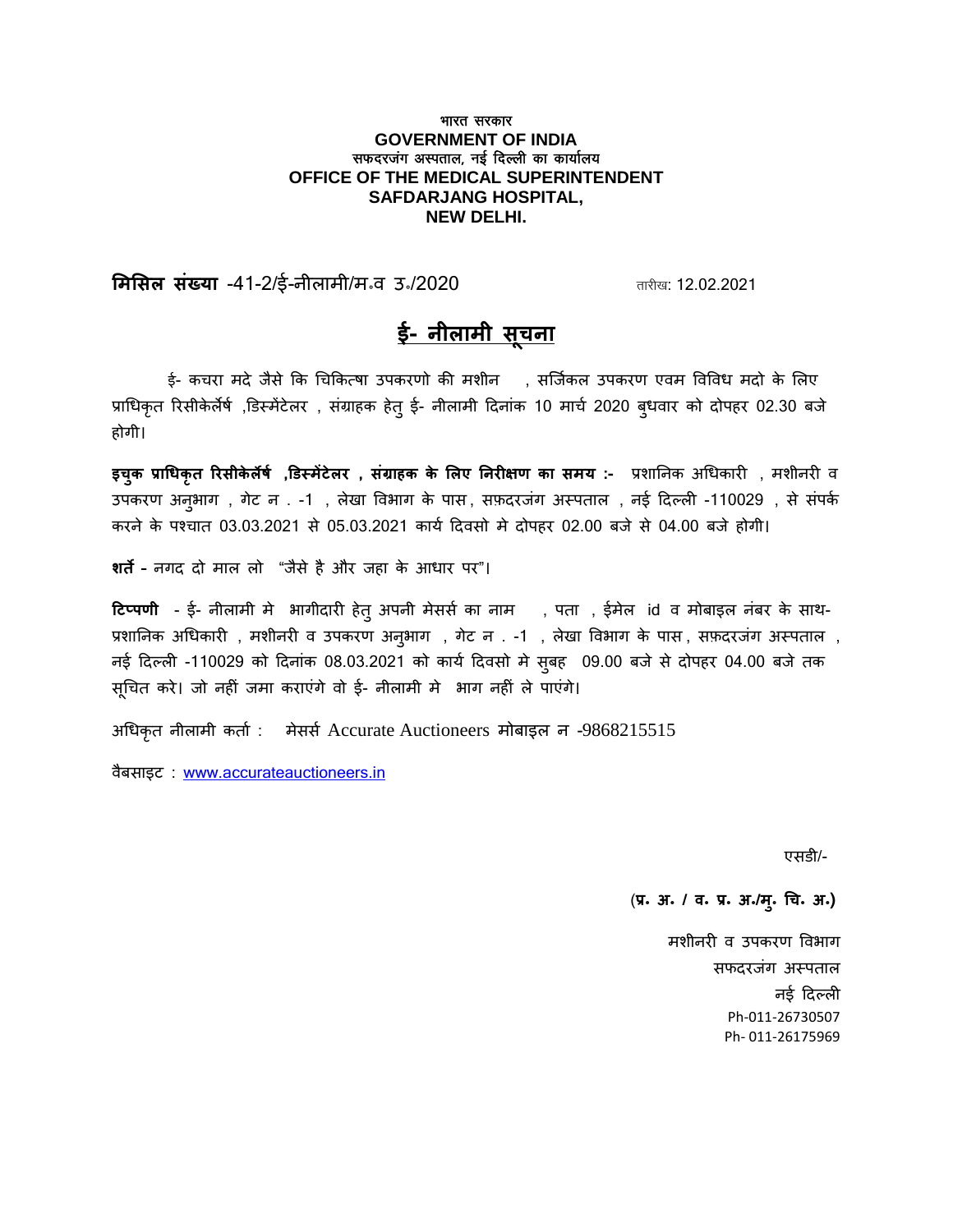**भारत सरकार**
**GOVERNMENT OF INDIA**
**सफदरजंग अस्पताल, नई दिल्ली का कार्यालय**
**OFFICE OF THE MEDICAL SUPERINTENDENT**
**SAFDARJANG HOSPITAL,**
**NEW DELHI.**

**मिसिल संख्या** -41-2/ई-नीलामी/म॰व उ॰/2020 तारीख: 12.02.2021

# <u>ई- नीलामी सूचना</u>

ई- कचरा मदे जैसे कि चिकित्षा उपकरणो की मशीन , सर्जिकल उपकरण एवम विविध मदो के लिए प्राधिकृत रिसीकेर्लेष ,डिस्मेंटेलर , संग्राहक हेतु ई- नीलामी दिनांक 10 मार्च 2020 बुधवार को दोपहर 02.30 बजे होगी।

**इचुक प्राधिकृत रिसीकेर्लेष ,डिस्मेंटेलर , संग्राहक के लिए निरीक्षण का समय :-** प्रशानिक अधिकारी , मशीनरी व उपकरण अनुभाग , गेट न . -1 , लेखा विभाग के पास, सफ़दरजंग अस्पताल , नई दिल्ली -110029 , से संपर्क करने के पश्चात 03.03.2021 से 05.03.2021 कार्य दिवसो मे दोपहर 02.00 बजे से 04.00 बजे होगी।

**शर्ते -** नगद दो माल लो "जैसे है और जहा के आधार पर"।

**टिप्पणी** - ई- नीलामी मे भागीदारी हेतु अपनी मेसर्स का नाम , पता , ईमेल id व मोबाइल नंबर के साथ- प्रशानिक अधिकारी , मशीनरी व उपकरण अनुभाग , गेट न . -1 , लेखा विभाग के पास, सफ़दरजंग अस्पताल , नई दिल्ली -110029 को दिनांक 08.03.2021 को कार्य दिवसो मे सुबह 09.00 बजे से दोपहर 04.00 बजे तक सूचित करे। जो नहीं जमा कराएंगे वो ई- नीलामी मे भाग नहीं ले पाएंगे।

अधिकृत नीलामी कर्ता : मेसर्स Accurate Auctioneers मोबाइल न -9868215515

वैबसाइट : www.accurateauctioneers.in

एसडी/-

**(प्र. अ. / व. प्र. अ./मु. चि. अ.)**

मशीनरी व उपकरण विभाग
सफदरजंग अस्पताल
नई दिल्ली
Ph-011-26730507
Ph- 011-26175969